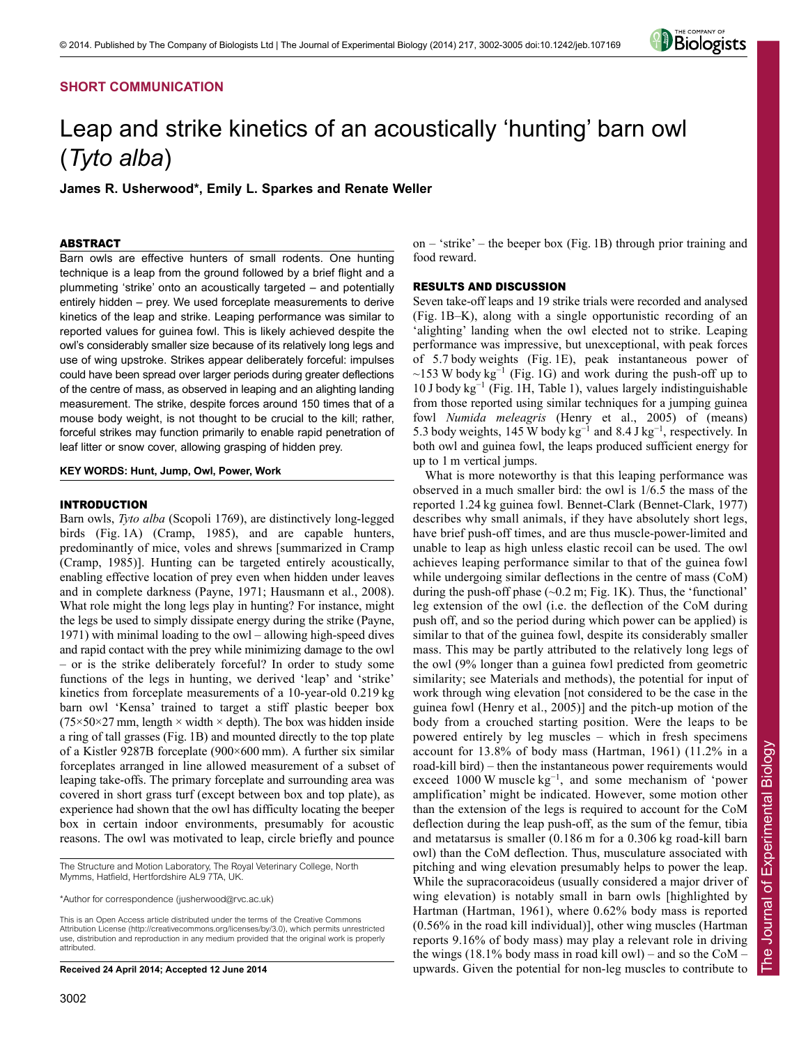SHORT COMMUNICATION

# Leap and strike kinetics of an acoustically 'hunting' barn owl (*Tyto alba*)

**James R. Usherwood\*, Emily L. Sparkes and Renate Weller**

## ABSTRACT

Barn owls are effective hunters of small rodents. One hunting technique is a leap from the ground followed by a brief flight and a plummeting 'strike' onto an acoustically targeted – and potentially entirely hidden – prey. We used forceplate measurements to derive kinetics of the leap and strike. Leaping performance was similar to reported values for guinea fowl. This is likely achieved despite the owl's considerably smaller size because of its relatively long legs and use of wing upstroke. Strikes appear deliberately forceful: impulses could have been spread over larger periods during greater deflections of the centre of mass, as observed in leaping and an alighting landing measurement. The strike, despite forces around 150 times that of a mouse body weight, is not thought to be crucial to the kill; rather, forceful strikes may function primarily to enable rapid penetration of leaf litter or snow cover, allowing grasping of hidden prey.

**KEY WORDS: Hunt, Jump, Owl, Power, Work**

## INTRODUCTION

Barn owls, *Tyto alba* (Scopoli 1769), are distinctively long-legged birds (Fig. 1A) (Cramp, 1985), and are capable hunters, predominantly of mice, voles and shrews [summarized in Cramp (Cramp, 1985)]. Hunting can be targeted entirely acoustically, enabling effective location of prey even when hidden under leaves and in complete darkness (Payne, 1971; Hausmann et al., 2008). What role might the long legs play in hunting? For instance, might the legs be used to simply dissipate energy during the strike (Payne, 1971) with minimal loading to the owl – allowing high-speed dives and rapid contact with the prey while minimizing damage to the owl – or is the strike deliberately forceful? In order to study some functions of the legs in hunting, we derived 'leap' and 'strike' kinetics from forceplate measurements of a 10-year-old 0.219 kg barn owl 'Kensa' trained to target a stiff plastic beeper box (75×50×27 mm, length × width × depth). The box was hidden inside a ring of tall grasses (Fig. 1B) and mounted directly to the top plate of a Kistler 9287B forceplate (900×600 mm). A further six similar forceplates arranged in line allowed measurement of a subset of leaping take-offs. The primary forceplate and surrounding area was covered in short grass turf (except between box and top plate), as experience had shown that the owl has difficulty locating the beeper box in certain indoor environments, presumably for acoustic reasons. The owl was motivated to leap, circle briefly and pounce on – 'strike' – the beeper box (Fig. 1B) through prior training and food reward.

The Structure and Motion Laboratory, The Royal Veterinary College, North Mymms, Hatfield, Hertfordshire AL9 7TA, UK.

\*Author for correspondence (jusherwood@rvc.ac.uk)

This is an Open Access article distributed under the terms of the Creative Commons Attribution License (http://creativecommons.org/licenses/by/3.0), which permits unrestricted use, distribution and reproduction in any medium provided that the original work is properly attributed.

**Received 24 April 2014; Accepted 12 June 2014**

## RESULTS AND DISCUSSION

Seven take-off leaps and 19 strike trials were recorded and analysed (Fig. 1B–K), along with a single opportunistic recording of an 'alighting' landing when the owl elected not to strike. Leaping performance was impressive, but unexceptional, with peak forces of 5.7 body weights (Fig. 1E), peak instantaneous power of ~153 W body $\text{kg}^{-1}$ (Fig. 1G) and work during the push-off up to 10 J body $\text{kg}^{-1}$ (Fig. 1H, Table 1), values largely indistinguishable from those reported using similar techniques for a jumping guinea fowl *Numida meleagris* (Henry et al., 2005) of (means) 5.3 body weights, 145 W body $\text{kg}^{-1}$ and 8.4 J $\text{kg}^{-1}$, respectively. In both owl and guinea fowl, the leaps produced sufficient energy for up to 1 m vertical jumps.

What is more noteworthy is that this leaping performance was observed in a much smaller bird: the owl is 1/6.5 the mass of the reported 1.24 kg guinea fowl. Bennet-Clark (Bennet-Clark, 1977) describes why small animals, if they have absolutely short legs, have brief push-off times, and are thus muscle-power-limited and unable to leap as high unless elastic recoil can be used. The owl achieves leaping performance similar to that of the guinea fowl while undergoing similar deflections in the centre of mass (CoM) during the push-off phase (~0.2 m; Fig. 1K). Thus, the 'functional' leg extension of the owl (i.e. the deflection of the CoM during push off, and so the period during which power can be applied) is similar to that of the guinea fowl, despite its considerably smaller mass. This may be partly attributed to the relatively long legs of the owl (9% longer than a guinea fowl predicted from geometric similarity; see Materials and methods), the potential for input of work through wing elevation [not considered to be the case in the guinea fowl (Henry et al., 2005)] and the pitch-up motion of the body from a crouched starting position. Were the leaps to be powered entirely by leg muscles – which in fresh specimens account for 13.8% of body mass (Hartman, 1961) (11.2% in a road-kill bird) – then the instantaneous power requirements would exceed 1000 W muscle $\text{kg}^{-1}$, and some mechanism of 'power amplification' might be indicated. However, some motion other than the extension of the legs is required to account for the CoM deflection during the leap push-off, as the sum of the femur, tibia and metatarsus is smaller (0.186 m for a 0.306 kg road-kill barn owl) than the CoM deflection. Thus, musculature associated with pitching and wing elevation presumably helps to power the leap. While the supracoracoideus (usually considered a major driver of wing elevation) is notably small in barn owls [highlighted by Hartman (Hartman, 1961), where 0.62% body mass is reported (0.56% in the road kill individual)], other wing muscles (Hartman reports 9.16% of body mass) may play a relevant role in driving the wings (18.1% body mass in road kill owl) – and so the CoM – upwards. Given the potential for non-leg muscles to contribute to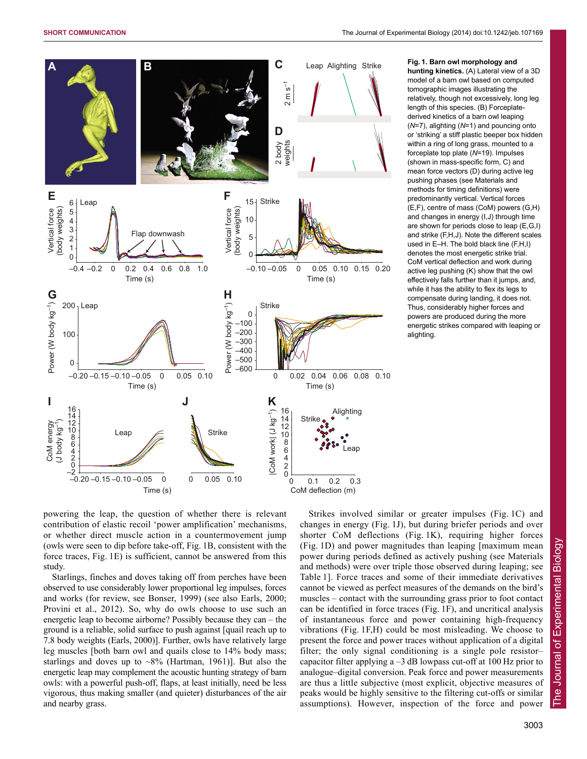**Fig. 1. Barn owl morphology and hunting kinetics.** (A) Lateral view of a 3D model of a barn owl based on computed tomographic images illustrating the relatively, though not excessively, long leg length of this species. (B) Forceplate-derived kinetics of a barn owl leaping (*N*=7), alighting (*N*=1) and pouncing onto or 'striking' a stiff plastic beeper box hidden within a ring of long grass, mounted to a forceplate top plate (*N*=19). Impulses (shown in mass-specific form, C) and mean force vectors (D) during active leg pushing phases (see Materials and methods for timing definitions) were predominantly vertical. Vertical forces (E,F), centre of mass (CoM) powers (G,H) and changes in energy (I,J) through time are shown for periods close to leap (E,G,I) and strike (F,H,J). Note the different scales used in E–H. The bold black line (F,H,I) denotes the most energetic strike trial. CoM vertical deflection and work during active leg pushing (K) show that the owl effectively falls further than it jumps, and, while it has the ability to flex its legs to compensate during landing, it does not. Thus, considerably higher forces and powers are produced during the more energetic strikes compared with leaping or alighting.

powering the leap, the question of whether there is relevant contribution of elastic recoil 'power amplification' mechanisms, or whether direct muscle action in a countermovement jump (owls were seen to dip before take-off, Fig. 1B, consistent with the force traces, Fig. 1E) is sufficient, cannot be answered from this study.

Starlings, finches and doves taking off from perches have been observed to use considerably lower proportional leg impulses, forces and works (for review, see Bonser, 1999) (see also Earls, 2000; Provini et al., 2012). So, why do owls choose to use such an energetic leap to become airborne? Possibly because they can – the ground is a reliable, solid surface to push against [quail reach up to 7.8 body weights (Earls, 2000)]. Further, owls have relatively large leg muscles [both barn owl and quails close to 14% body mass; starlings and doves up to ~8% (Hartman, 1961)]. But also the energetic leap may complement the acoustic hunting strategy of barn owls: with a powerful push-off, flaps, at least initially, need be less vigorous, thus making smaller (and quieter) disturbances of the air and nearby grass.

Strikes involved similar or greater impulses (Fig. 1C) and changes in energy (Fig. 1J), but during briefer periods and over shorter CoM deflections (Fig. 1K), requiring higher forces (Fig. 1D) and power magnitudes than leaping [maximum mean power during periods defined as actively pushing (see Materials and methods) were over triple those observed during leaping; see Table 1]. Force traces and some of their immediate derivatives cannot be viewed as perfect measures of the demands on the bird's muscles – contact with the surrounding grass prior to foot contact can be identified in force traces (Fig. 1F), and uncritical analysis of instantaneous force and power containing high-frequency vibrations (Fig. 1F,H) could be most misleading. We choose to present the force and power traces without application of a digital filter; the only signal conditioning is a single pole resistor–capacitor filter applying a –3 dB lowpass cut-off at 100 Hz prior to analogue–digital conversion. Peak force and power measurements are thus a little subjective (most explicit, objective measures of peaks would be highly sensitive to the filtering cut-offs or similar assumptions). However, inspection of the force and power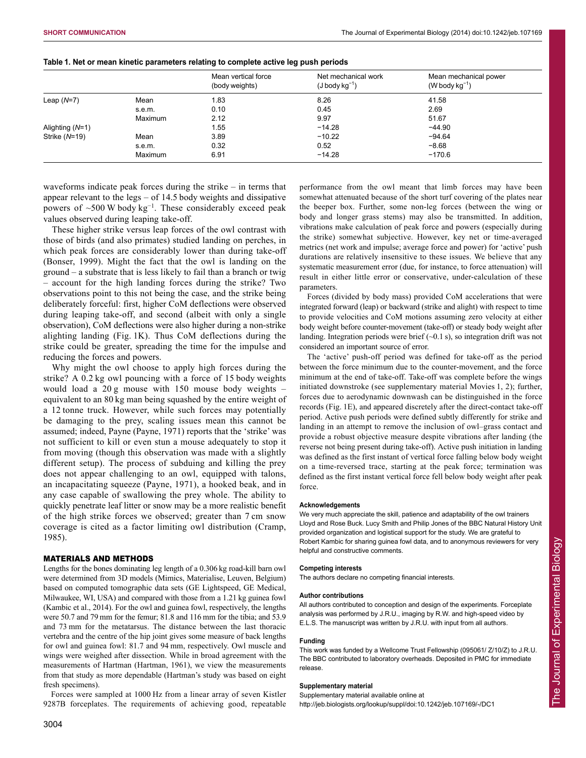**Table 1. Net or mean kinetic parameters relating to complete active leg push periods**

| | | Mean vertical force (body weights) | Net mechanical work (J body $kg^{-1}$) | Mean mechanical power (W body $kg^{-1}$) |
|---|---|---|---|---|
| Leap (*N*=7) | Mean | 1.83 | 8.26 | 41.58 |
| | s.e.m. | 0.10 | 0.45 | 2.69 |
| | Maximum | 2.12 | 9.97 | 51.67 |
| Alighting (*N*=1) | | 1.55 | −14.28 | −44.90 |
| Strike (*N*=19) | Mean | 3.89 | −10.22 | −94.64 |
| | s.e.m. | 0.32 | 0.52 | −8.68 |
| | Maximum | 6.91 | −14.28 | −170.6 |

waveforms indicate peak forces during the strike – in terms that appear relevant to the legs – of 14.5 body weights and dissipative powers of ~500 W body $kg^{-1}$. These considerably exceed peak values observed during leaping take-off.

These higher strike versus leap forces of the owl contrast with those of birds (and also primates) studied landing on perches, in which peak forces are considerably lower than during take-off (Bonser, 1999). Might the fact that the owl is landing on the ground – a substrate that is less likely to fail than a branch or twig – account for the high landing forces during the strike? Two observations point to this not being the case, and the strike being deliberately forceful: first, higher CoM deflections were observed during leaping take-off, and second (albeit with only a single observation), CoM deflections were also higher during a non-strike alighting landing (Fig. 1K). Thus CoM deflections during the strike could be greater, spreading the time for the impulse and reducing the forces and powers.

Why might the owl choose to apply high forces during the strike? A 0.2 kg owl pouncing with a force of 15 body weights would load a 20 g mouse with 150 mouse body weights – equivalent to an 80 kg man being squashed by the entire weight of a 12 tonne truck. However, while such forces may potentially be damaging to the prey, scaling issues mean this cannot be assumed; indeed, Payne (Payne, 1971) reports that the 'strike' was not sufficient to kill or even stun a mouse adequately to stop it from moving (though this observation was made with a slightly different setup). The process of subduing and killing the prey does not appear challenging to an owl, equipped with talons, an incapacitating squeeze (Payne, 1971), a hooked beak, and in any case capable of swallowing the prey whole. The ability to quickly penetrate leaf litter or snow may be a more realistic benefit of the high strike forces we observed; greater than 7 cm snow coverage is cited as a factor limiting owl distribution (Cramp, 1985).

## MATERIALS AND METHODS

Lengths for the bones dominating leg length of a 0.306 kg road-kill barn owl were determined from 3D models (Mimics, Materialise, Leuven, Belgium) based on computed tomographic data sets (GE Lightspeed, GE Medical, Milwaukee, WI, USA) and compared with those from a 1.21 kg guinea fowl (Kambic et al., 2014). For the owl and guinea fowl, respectively, the lengths were 50.7 and 79 mm for the femur; 81.8 and 116 mm for the tibia; and 53.9 and 73 mm for the metatarsus. The distance between the last thoracic vertebra and the centre of the hip joint gives some measure of back lengths for owl and guinea fowl: 81.7 and 94 mm, respectively. Owl muscle and wings were weighed after dissection. While in broad agreement with the measurements of Hartman (Hartman, 1961), we view the measurements from that study as more dependable (Hartman's study was based on eight fresh specimens).

Forces were sampled at 1000 Hz from a linear array of seven Kistler 9287B forceplates. The requirements of achieving good, repeatable performance from the owl meant that limb forces may have been somewhat attenuated because of the short turf covering of the plates near the beeper box. Further, some non-leg forces (between the wing or body and longer grass stems) may also be transmitted. In addition, vibrations make calculation of peak force and powers (especially during the strike) somewhat subjective. However, key net or time-averaged metrics (net work and impulse; average force and power) for 'active' push durations are relatively insensitive to these issues. We believe that any systematic measurement error (due, for instance, to force attenuation) will result in either little error or conservative, under-calculation of these parameters.

Forces (divided by body mass) provided CoM accelerations that were integrated forward (leap) or backward (strike and alight) with respect to time to provide velocities and CoM motions assuming zero velocity at either body weight before counter-movement (take-off) or steady body weight after landing. Integration periods were brief (~0.1 s), so integration drift was not considered an important source of error.

The 'active' push-off period was defined for take-off as the period between the force minimum due to the counter-movement, and the force minimum at the end of take-off. Take-off was complete before the wings initiated downstroke (see supplementary material Movies 1, 2); further, forces due to aerodynamic downwash can be distinguished in the force records (Fig. 1E), and appeared discretely after the direct-contact take-off period. Active push periods were defined subtly differently for strike and landing in an attempt to remove the inclusion of owl–grass contact and provide a robust objective measure despite vibrations after landing (the reverse not being present during take-off). Active push initiation in landing was defined as the first instant of vertical force falling below body weight on a time-reversed trace, starting at the peak force; termination was defined as the first instant vertical force fell below body weight after peak force.

#### Acknowledgements
We very much appreciate the skill, patience and adaptability of the owl trainers Lloyd and Rose Buck. Lucy Smith and Philip Jones of the BBC Natural History Unit provided organization and logistical support for the study. We are grateful to Robert Kambic for sharing guinea fowl data, and to anonymous reviewers for very helpful and constructive comments.

#### Competing interests
The authors declare no competing financial interests.

#### Author contributions
All authors contributed to conception and design of the experiments. Forceplate analysis was performed by J.R.U., imaging by R.W. and high-speed video by E.L.S. The manuscript was written by J.R.U. with input from all authors.

#### Funding
This work was funded by a Wellcome Trust Fellowship (095061/ Z/10/Z) to J.R.U. The BBC contributed to laboratory overheads. Deposited in PMC for immediate release.

#### Supplementary material
Supplementary material available online at
http://jeb.biologists.org/lookup/suppl/doi:10.1242/jeb.107169/-/DC1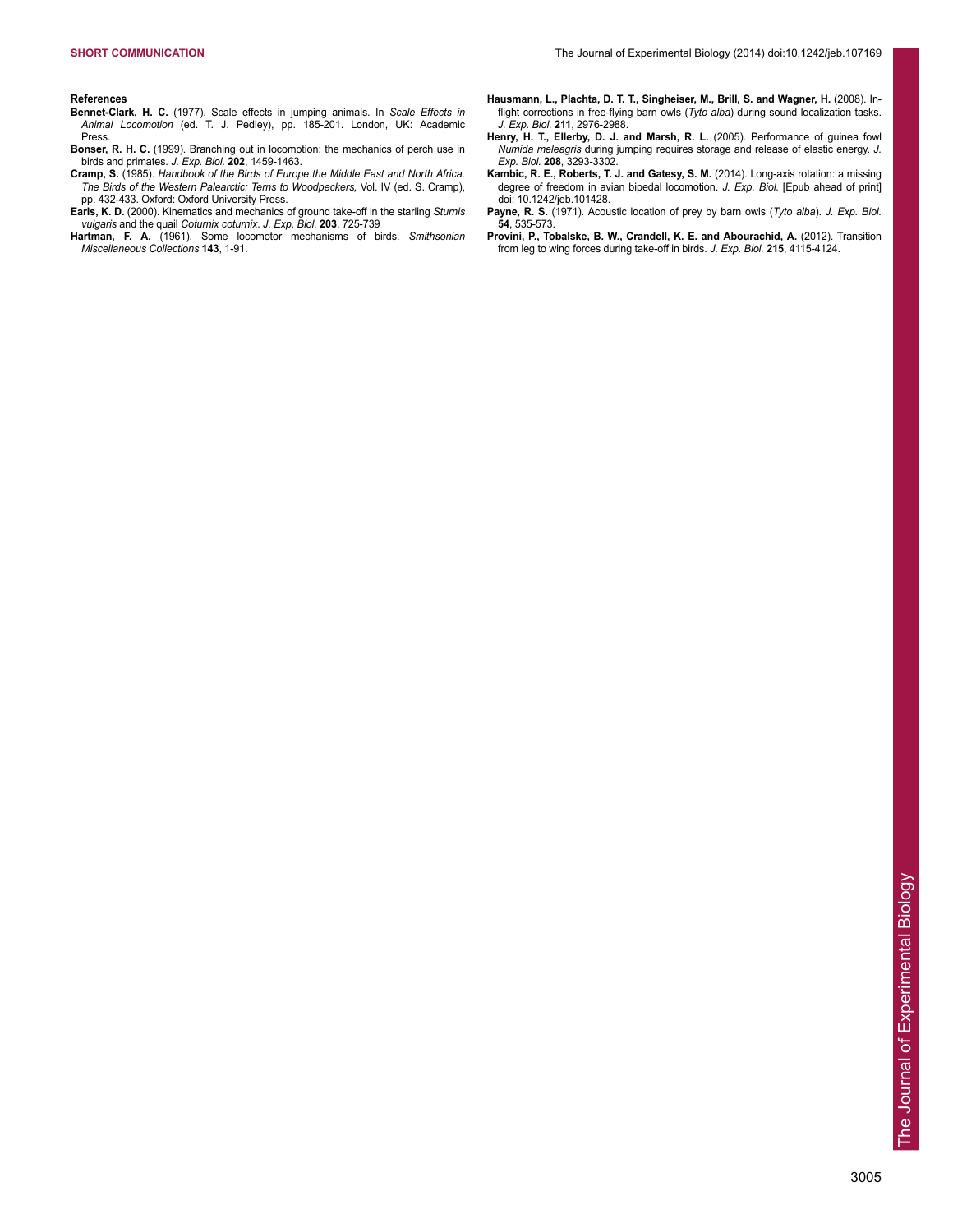## References

**Bennet-Clark, H. C.** (1977). Scale effects in jumping animals. In *Scale Effects in Animal Locomotion* (ed. T. J. Pedley), pp. 185-201. London, UK: Academic Press.

**Bonser, R. H. C.** (1999). Branching out in locomotion: the mechanics of perch use in birds and primates. *J. Exp. Biol.* **202**, 1459-1463.

**Cramp, S.** (1985). *Handbook of the Birds of Europe the Middle East and North Africa. The Birds of the Western Palearctic: Terns to Woodpeckers,* Vol. IV (ed. S. Cramp), pp. 432-433. Oxford: Oxford University Press.

**Earls, K. D.** (2000). Kinematics and mechanics of ground take-off in the starling *Sturnis vulgaris* and the quail *Coturnix coturnix*. *J. Exp. Biol.* **203**, 725-739

**Hartman, F. A.** (1961). Some locomotor mechanisms of birds. *Smithsonian Miscellaneous Collections* **143**, 1-91.

**Hausmann, L., Plachta, D. T. T., Singheiser, M., Brill, S. and Wagner, H.** (2008). In-flight corrections in free-flying barn owls (*Tyto alba*) during sound localization tasks. *J. Exp. Biol.* **211**, 2976-2988.

**Henry, H. T., Ellerby, D. J. and Marsh, R. L.** (2005). Performance of guinea fowl *Numida meleagris* during jumping requires storage and release of elastic energy. *J. Exp. Biol.* **208**, 3293-3302.

**Kambic, R. E., Roberts, T. J. and Gatesy, S. M.** (2014). Long-axis rotation: a missing degree of freedom in avian bipedal locomotion. *J. Exp. Biol.* [Epub ahead of print] doi: 10.1242/jeb.101428.

**Payne, R. S.** (1971). Acoustic location of prey by barn owls (*Tyto alba*). *J. Exp. Biol.* **54**, 535-573.

**Provini, P., Tobalske, B. W., Crandell, K. E. and Abourachid, A.** (2012). Transition from leg to wing forces during take-off in birds. *J. Exp. Biol.* **215**, 4115-4124.